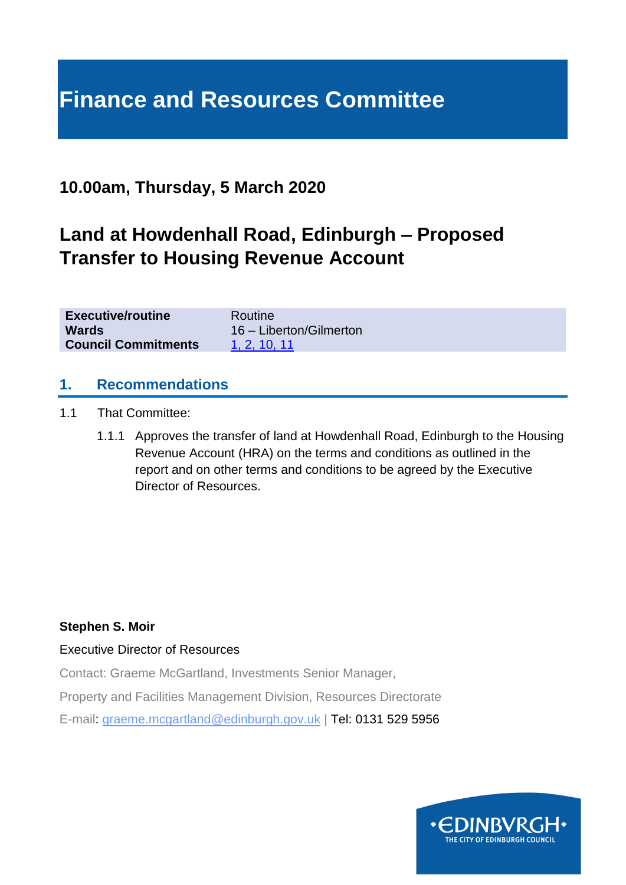# Finance and Resources Committee

## 10.00am, Thursday, 5 March 2020

## Land at Howdenhall Road, Edinburgh – Proposed Transfer to Housing Revenue Account

| | |
|---|---|
| **Executive/routine** | Routine |
| **Wards** | 16 – Liberton/Gilmerton |
| **Council Commitments** | 1, 2, 10, 11 |

## 1. Recommendations

1.1 That Committee:

1.1.1 Approves the transfer of land at Howdenhall Road, Edinburgh to the Housing Revenue Account (HRA) on the terms and conditions as outlined in the report and on other terms and conditions to be agreed by the Executive Director of Resources.

**Stephen S. Moir**

Executive Director of Resources

Contact: Graeme McGartland, Investments Senior Manager,

Property and Facilities Management Division, Resources Directorate

E-mail: graeme.mcgartland@edinburgh.gov.uk | Tel: 0131 529 5956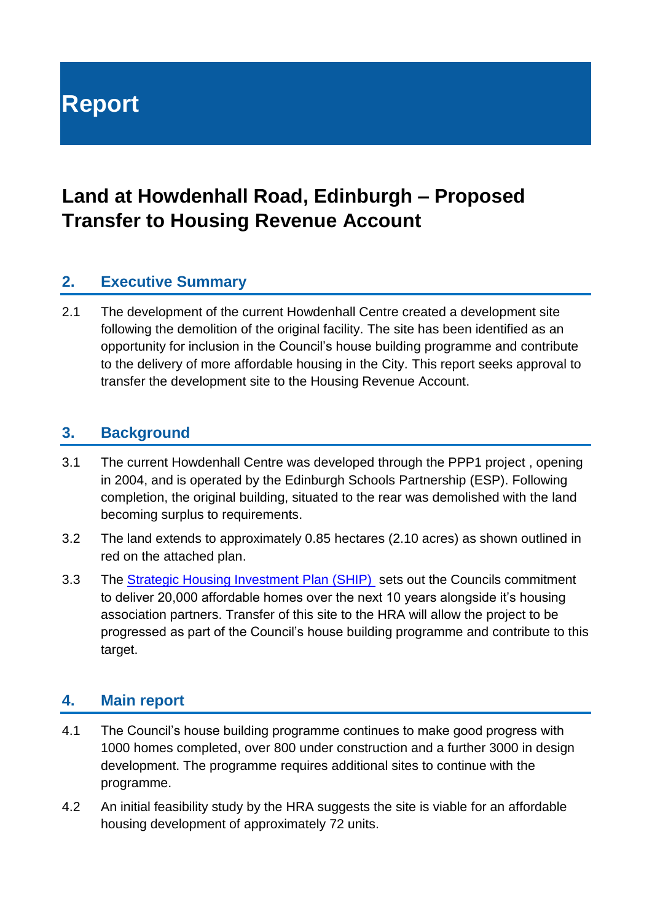# Report

## Land at Howdenhall Road, Edinburgh – Proposed Transfer to Housing Revenue Account

### 2. Executive Summary

2.1 The development of the current Howdenhall Centre created a development site following the demolition of the original facility. The site has been identified as an opportunity for inclusion in the Council's house building programme and contribute to the delivery of more affordable housing in the City. This report seeks approval to transfer the development site to the Housing Revenue Account.

### 3. Background

3.1 The current Howdenhall Centre was developed through the PPP1 project , opening in 2004, and is operated by the Edinburgh Schools Partnership (ESP). Following completion, the original building, situated to the rear was demolished with the land becoming surplus to requirements.

3.2 The land extends to approximately 0.85 hectares (2.10 acres) as shown outlined in red on the attached plan.

3.3 The Strategic Housing Investment Plan (SHIP) sets out the Councils commitment to deliver 20,000 affordable homes over the next 10 years alongside it's housing association partners. Transfer of this site to the HRA will allow the project to be progressed as part of the Council's house building programme and contribute to this target.

### 4. Main report

4.1 The Council's house building programme continues to make good progress with 1000 homes completed, over 800 under construction and a further 3000 in design development. The programme requires additional sites to continue with the programme.

4.2 An initial feasibility study by the HRA suggests the site is viable for an affordable housing development of approximately 72 units.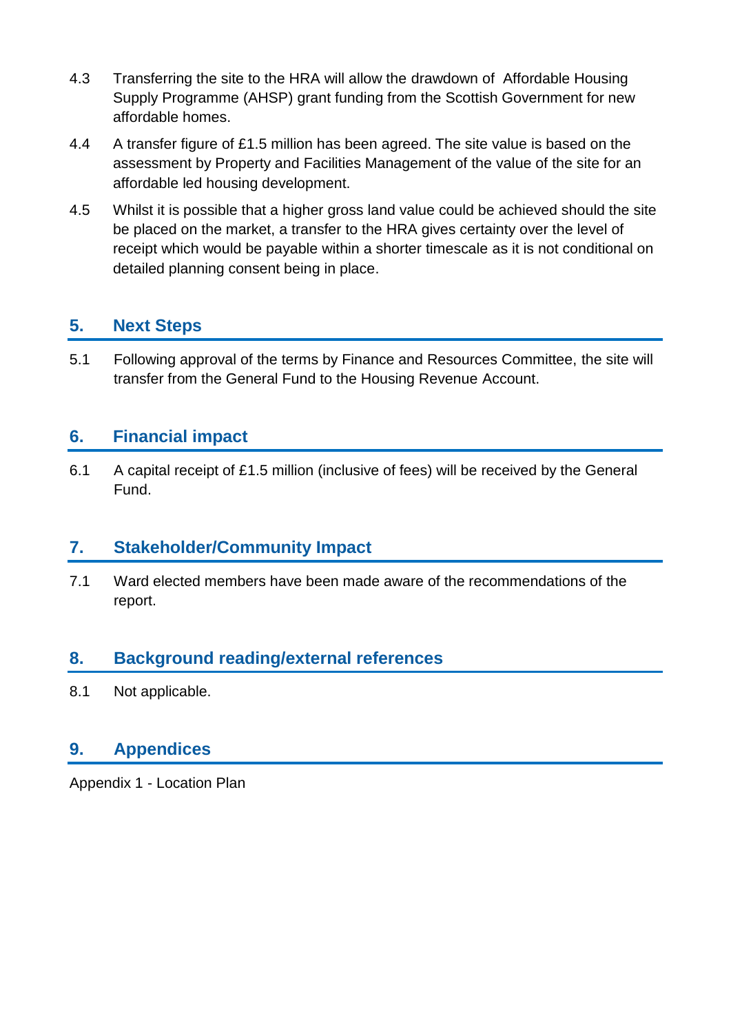4.3 Transferring the site to the HRA will allow the drawdown of Affordable Housing Supply Programme (AHSP) grant funding from the Scottish Government for new affordable homes.

4.4 A transfer figure of £1.5 million has been agreed. The site value is based on the assessment by Property and Facilities Management of the value of the site for an affordable led housing development.

4.5 Whilst it is possible that a higher gross land value could be achieved should the site be placed on the market, a transfer to the HRA gives certainty over the level of receipt which would be payable within a shorter timescale as it is not conditional on detailed planning consent being in place.

## 5. Next Steps

5.1 Following approval of the terms by Finance and Resources Committee, the site will transfer from the General Fund to the Housing Revenue Account.

## 6. Financial impact

6.1 A capital receipt of £1.5 million (inclusive of fees) will be received by the General Fund.

## 7. Stakeholder/Community Impact

7.1 Ward elected members have been made aware of the recommendations of the report.

## 8. Background reading/external references

8.1 Not applicable.

## 9. Appendices

Appendix 1 - Location Plan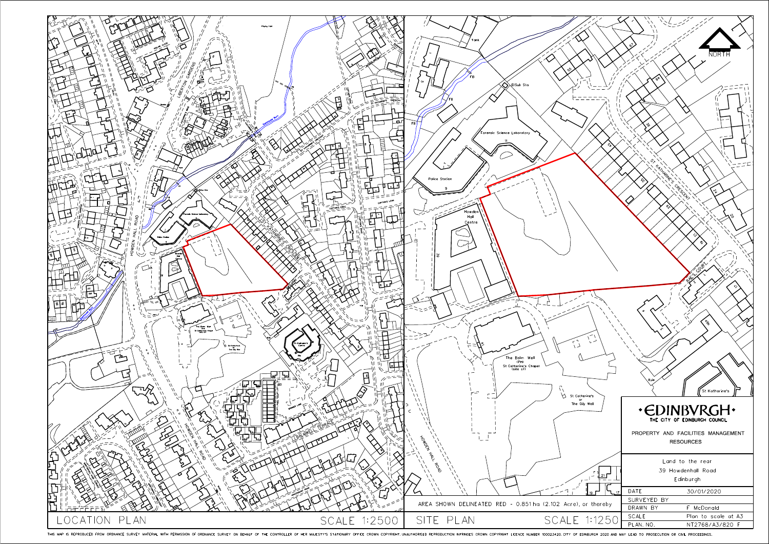LOCATION PLAN SCALE 1:2500

SITE PLAN SCALE 1:1250

NORTH

AREA SHOWN DELINEATED RED - 0.851ha (2.102 Acre), or thereby

**·EDINBVRGH·**
THE CITY OF EDINBURGH COUNCIL

PROPERTY AND FACILITIES MANAGEMENT RESOURCES

Land to the rear
39 Howdenhall Road
Edinburgh

| | |
|---|---|
| DATE | 30/01/2020 |
| SURVEYED BY | |
| DRAWN BY | F McDonald |
| SCALE | Plan to scale at A3 |
| PLAN. NO. | NT2768/A3/820 F |

THIS MAP IS REPRODUCED FROM ORDNANCE SURVEY MATERIAL WITH PERMISSION OF ORDNANCE SURVEY ON BEHALF OF THE CONTROLLER OF HER MAJESTY'S STATIONARY OFFICE CROWN COPYRIGHT. UNAUTHORISED REPRODUCTION INFRINGES CROWN COPYRIGHT LICENCE NUMBER 100023420. CITY OF EDINBURGH 2020 AND MAY LEAD TO PROSECUTION OR CIVIL PROCEEDINGS.